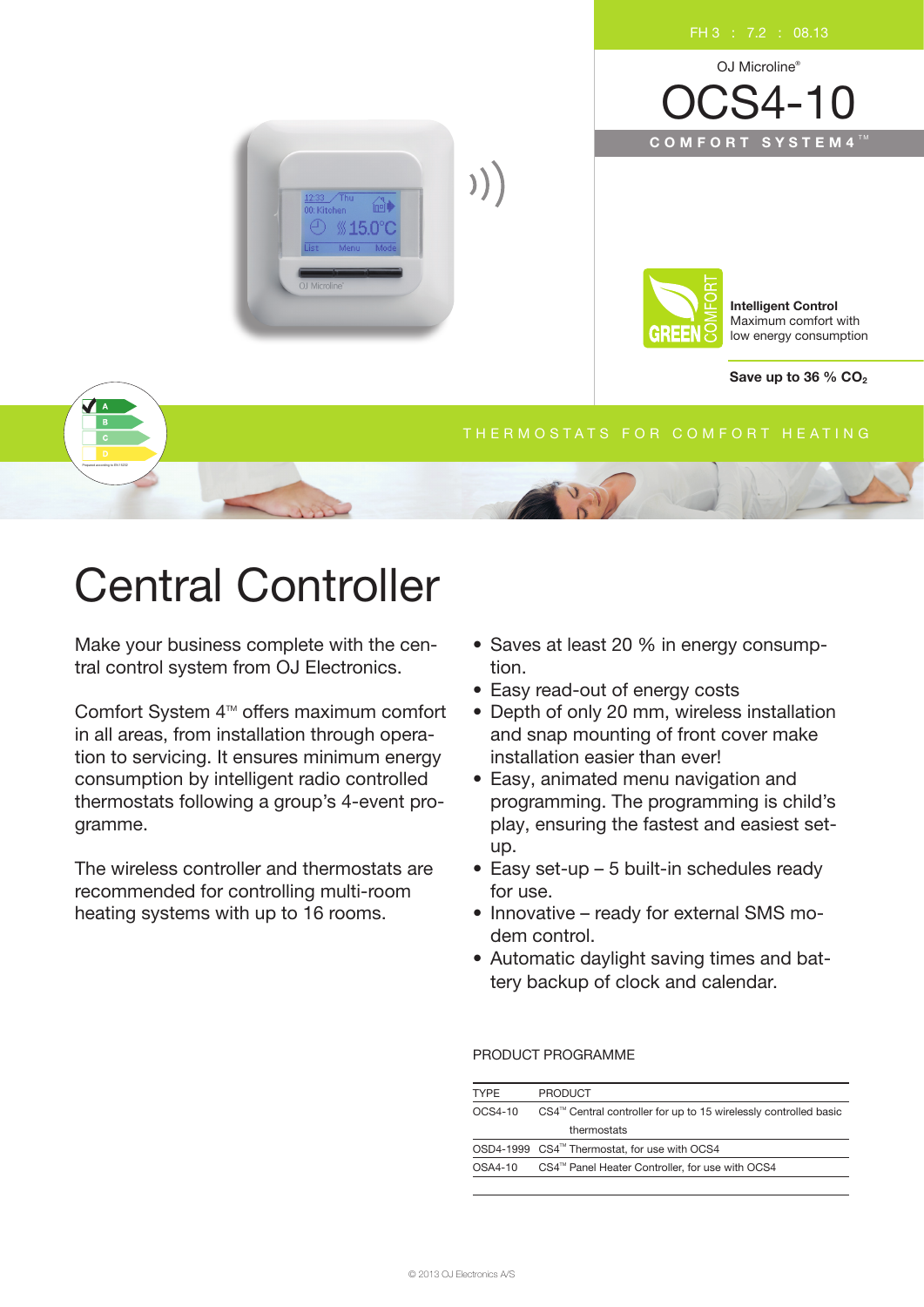FH 3 : 7.2 : 08.13

OJ Microline®

# OCS4-10

COMFORT SYSTEM4™

**Intelligent Control**
Maximum comfort with
low energy consumption

**Save up to 36 % $CO_2$**

THERMOSTATS FOR COMFORT HEATING

# Central Controller

Make your business complete with the central control system from OJ Electronics.

Comfort System 4™ offers maximum comfort in all areas, from installation through operation to servicing. It ensures minimum energy consumption by intelligent radio controlled thermostats following a group's 4-event programme.

The wireless controller and thermostats are recommended for controlling multi-room heating systems with up to 16 rooms.

- Saves at least 20 % in energy consumption.
- Easy read-out of energy costs
- Depth of only 20 mm, wireless installation and snap mounting of front cover make installation easier than ever!
- Easy, animated menu navigation and programming. The programming is child's play, ensuring the fastest and easiest set-up.
- Easy set-up – 5 built-in schedules ready for use.
- Innovative – ready for external SMS modem control.
- Automatic daylight saving times and battery backup of clock and calendar.

PRODUCT PROGRAMME

| TYPE | PRODUCT |
|---|---|
| OCS4-10 | CS4™ Central controller for up to 15 wirelessly controlled basic thermostats |
| OSD4-1999 | CS4™ Thermostat, for use with OCS4 |
| OSA4-10 | CS4™ Panel Heater Controller, for use with OCS4 |

© 2013 OJ Electronics A/S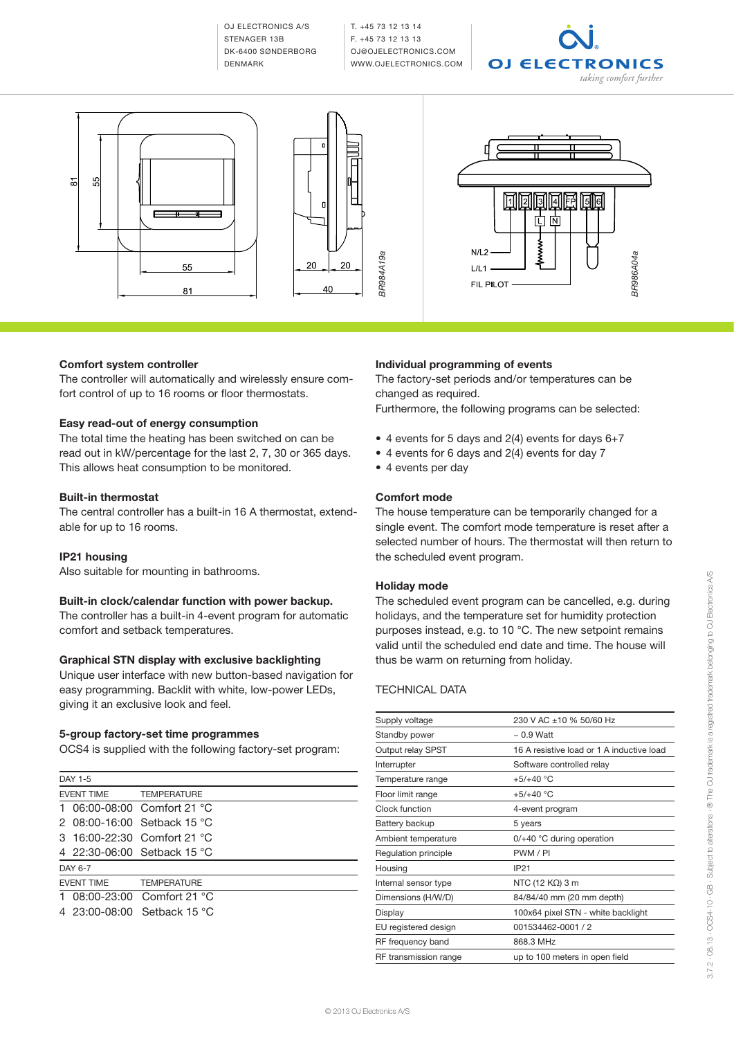OJ ELECTRONICS A/S
STENAGER 13B
DK-6400 SØNDERBORG
DENMARK

T. +45 73 12 13 14
F. +45 73 12 13 13
OJ@OJELECTRONICS.COM
WWW.OJELECTRONICS.COM

81
55
55
81
20
20
40
BR984A19a

1 2 3 4 FP 5 6
L N
N/L2
L/L1
FIL PILOT
BR986A04a

### Comfort system controller

The controller will automatically and wirelessly ensure comfort control of up to 16 rooms or floor thermostats.

### Easy read-out of energy consumption

The total time the heating has been switched on can be read out in kW/percentage for the last 2, 7, 30 or 365 days. This allows heat consumption to be monitored.

### Built-in thermostat

The central controller has a built-in 16 A thermostat, extendable for up to 16 rooms.

### IP21 housing

Also suitable for mounting in bathrooms.

### Built-in clock/calendar function with power backup.

The controller has a built-in 4-event program for automatic comfort and setback temperatures.

### Graphical STN display with exclusive backlighting

Unique user interface with new button-based navigation for easy programming. Backlit with white, low-power LEDs, giving it an exclusive look and feel.

### 5-group factory-set time programmes

OCS4 is supplied with the following factory-set program:

| DAY 1-5 | |
|---|---|
| EVENT TIME | TEMPERATURE |
| 1 06:00-08:00 | Comfort 21 °C |
| 2 08:00-16:00 | Setback 15 °C |
| 3 16:00-22:30 | Comfort 21 °C |
| 4 22:30-06:00 | Setback 15 °C |
| DAY 6-7 | |
| EVENT TIME | TEMPERATURE |
| 1 08:00-23:00 | Comfort 21 °C |
| 4 23:00-08:00 | Setback 15 °C |

### Individual programming of events

The factory-set periods and/or temperatures can be changed as required.
Furthermore, the following programs can be selected:

- 4 events for 5 days and 2(4) events for days 6+7
- 4 events for 6 days and 2(4) events for day 7
- 4 events per day

### Comfort mode

The house temperature can be temporarily changed for a single event. The comfort mode temperature is reset after a selected number of hours. The thermostat will then return to the scheduled event program.

### Holiday mode

The scheduled event program can be cancelled, e.g. during holidays, and the temperature set for humidity protection purposes instead, e.g. to 10 °C. The new setpoint remains valid until the scheduled end date and time. The house will thus be warm on returning from holiday.

## TECHNICAL DATA

| | |
|---|---|
| Supply voltage | 230 V AC ±10 % 50/60 Hz |
| Standby power | ~ 0.9 Watt |
| Output relay SPST | 16 A resistive load or 1 A inductive load |
| Interrupter | Software controlled relay |
| Temperature range | +5/+40 °C |
| Floor limit range | +5/+40 °C |
| Clock function | 4-event program |
| Battery backup | 5 years |
| Ambient temperature | 0/+40 °C during operation |
| Regulation principle | PWM / PI |
| Housing | IP21 |
| Internal sensor type | NTC (12 KΩ) 3 m |
| Dimensions (H/W/D) | 84/84/40 mm (20 mm depth) |
| Display | 100x64 pixel STN - white backlight |
| EU registered design | 001534462-0001 / 2 |
| RF frequency band | 868.3 MHz |
| RF transmission range | up to 100 meters in open field |

3.7.2 · 08.13 · OCS4-10 · GB · Subject to alterations · ® The OJ trademark is a registered trademark belonging to OJ Electronics A/S

© 2013 OJ Electronics A/S